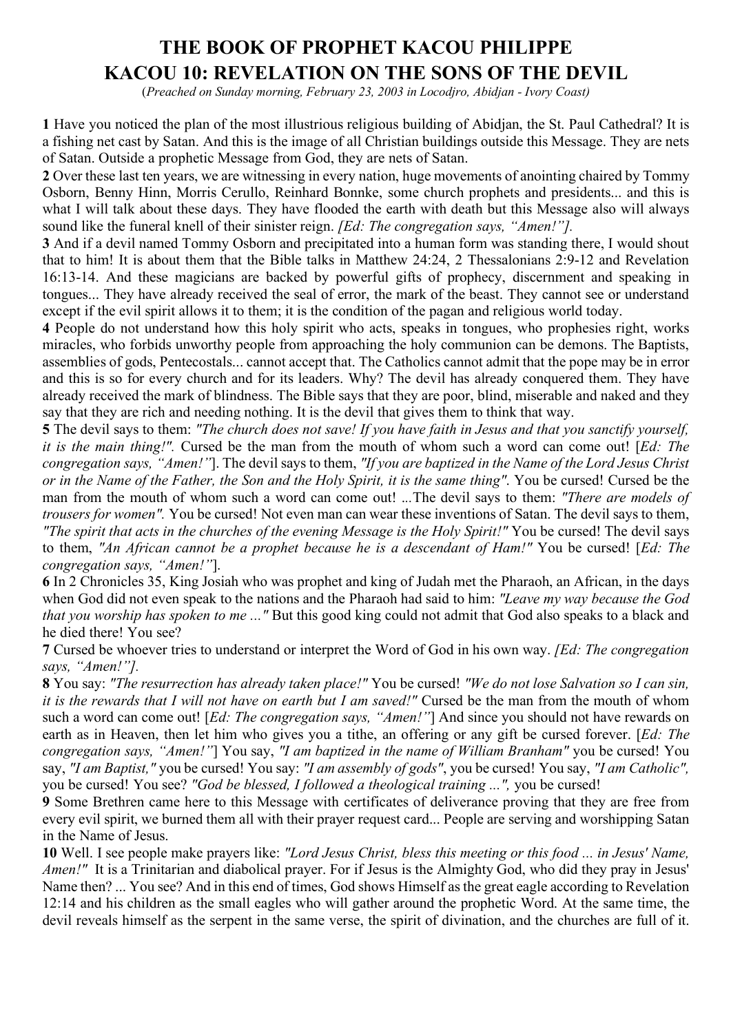# THE BOOK OF PROPHET KACOU PHILIPPE
# KACOU 10: REVELATION ON THE SONS OF THE DEVIL

(*Preached on Sunday morning, February 23, 2003 in Locodjro, Abidjan - Ivory Coast)*

**1** Have you noticed the plan of the most illustrious religious building of Abidjan, the St. Paul Cathedral? It is a fishing net cast by Satan. And this is the image of all Christian buildings outside this Message. They are nets of Satan. Outside a prophetic Message from God, they are nets of Satan.

**2** Over these last ten years, we are witnessing in every nation, huge movements of anointing chaired by Tommy Osborn, Benny Hinn, Morris Cerullo, Reinhard Bonnke, some church prophets and presidents... and this is what I will talk about these days. They have flooded the earth with death but this Message also will always sound like the funeral knell of their sinister reign. *[Ed: The congregation says, "Amen!"].*

**3** And if a devil named Tommy Osborn and precipitated into a human form was standing there, I would shout that to him! It is about them that the Bible talks in Matthew 24:24, 2 Thessalonians 2:9-12 and Revelation 16:13-14. And these magicians are backed by powerful gifts of prophecy, discernment and speaking in tongues... They have already received the seal of error, the mark of the beast. They cannot see or understand except if the evil spirit allows it to them; it is the condition of the pagan and religious world today.

**4** People do not understand how this holy spirit who acts, speaks in tongues, who prophesies right, works miracles, who forbids unworthy people from approaching the holy communion can be demons. The Baptists, assemblies of gods, Pentecostals... cannot accept that. The Catholics cannot admit that the pope may be in error and this is so for every church and for its leaders. Why? The devil has already conquered them. They have already received the mark of blindness. The Bible says that they are poor, blind, miserable and naked and they say that they are rich and needing nothing. It is the devil that gives them to think that way.

**5** The devil says to them: *"The church does not save! If you have faith in Jesus and that you sanctify yourself, it is the main thing!".* Cursed be the man from the mouth of whom such a word can come out! [*Ed: The congregation says, "Amen!"*]. The devil says to them, *"If you are baptized in the Name of the Lord Jesus Christ or in the Name of the Father, the Son and the Holy Spirit, it is the same thing".* You be cursed! Cursed be the man from the mouth of whom such a word can come out! ...The devil says to them: *"There are models of trousers for women".* You be cursed! Not even man can wear these inventions of Satan. The devil says to them, *"The spirit that acts in the churches of the evening Message is the Holy Spirit!"* You be cursed! The devil says to them, *"An African cannot be a prophet because he is a descendant of Ham!"* You be cursed! [*Ed: The congregation says, "Amen!"*].

**6** In 2 Chronicles 35, King Josiah who was prophet and king of Judah met the Pharaoh, an African, in the days when God did not even speak to the nations and the Pharaoh had said to him: *"Leave my way because the God that you worship has spoken to me ..."* But this good king could not admit that God also speaks to a black and he died there! You see?

**7** Cursed be whoever tries to understand or interpret the Word of God in his own way. *[Ed: The congregation says, "Amen!"].*

**8** You say: *"The resurrection has already taken place!"* You be cursed! *"We do not lose Salvation so I can sin, it is the rewards that I will not have on earth but I am saved!"* Cursed be the man from the mouth of whom such a word can come out! [*Ed: The congregation says, "Amen!"*] And since you should not have rewards on earth as in Heaven, then let him who gives you a tithe, an offering or any gift be cursed forever. [*Ed: The congregation says, "Amen!"*] You say, *"I am baptized in the name of William Branham"* you be cursed! You say, *"I am Baptist,"* you be cursed! You say: *"I am assembly of gods"*, you be cursed! You say, *"I am Catholic",* you be cursed! You see? *"God be blessed, I followed a theological training ...",* you be cursed!

**9** Some Brethren came here to this Message with certificates of deliverance proving that they are free from every evil spirit, we burned them all with their prayer request card... People are serving and worshipping Satan in the Name of Jesus.

**10** Well. I see people make prayers like: *"Lord Jesus Christ, bless this meeting or this food ... in Jesus' Name, Amen!"* It is a Trinitarian and diabolical prayer. For if Jesus is the Almighty God, who did they pray in Jesus' Name then? ... You see? And in this end of times, God shows Himself as the great eagle according to Revelation 12:14 and his children as the small eagles who will gather around the prophetic Word. At the same time, the devil reveals himself as the serpent in the same verse, the spirit of divination, and the churches are full of it.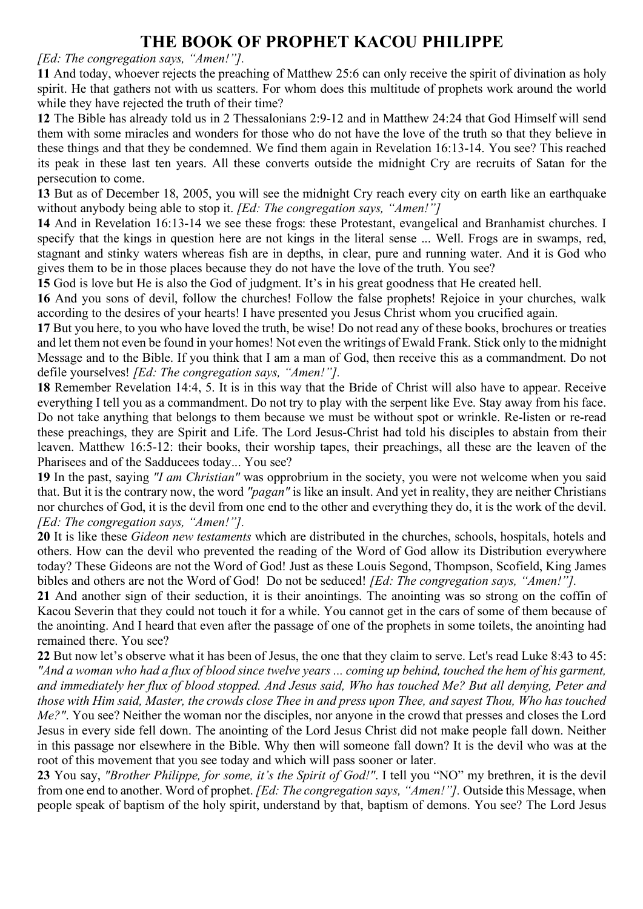# THE BOOK OF PROPHET KACOU PHILIPPE

*[Ed: The congregation says, "Amen!"].*

**11** And today, whoever rejects the preaching of Matthew 25:6 can only receive the spirit of divination as holy spirit. He that gathers not with us scatters. For whom does this multitude of prophets work around the world while they have rejected the truth of their time?

**12** The Bible has already told us in 2 Thessalonians 2:9-12 and in Matthew 24:24 that God Himself will send them with some miracles and wonders for those who do not have the love of the truth so that they believe in these things and that they be condemned. We find them again in Revelation 16:13-14. You see? This reached its peak in these last ten years. All these converts outside the midnight Cry are recruits of Satan for the persecution to come.

**13** But as of December 18, 2005, you will see the midnight Cry reach every city on earth like an earthquake without anybody being able to stop it. *[Ed: The congregation says, "Amen!"]*

**14** And in Revelation 16:13-14 we see these frogs: these Protestant, evangelical and Branhamist churches. I specify that the kings in question here are not kings in the literal sense ... Well. Frogs are in swamps, red, stagnant and stinky waters whereas fish are in depths, in clear, pure and running water. And it is God who gives them to be in those places because they do not have the love of the truth. You see?

**15** God is love but He is also the God of judgment. It's in his great goodness that He created hell.

**16** And you sons of devil, follow the churches! Follow the false prophets! Rejoice in your churches, walk according to the desires of your hearts! I have presented you Jesus Christ whom you crucified again.

**17** But you here, to you who have loved the truth, be wise! Do not read any of these books, brochures or treaties and let them not even be found in your homes! Not even the writings of Ewald Frank. Stick only to the midnight Message and to the Bible. If you think that I am a man of God, then receive this as a commandment. Do not defile yourselves! *[Ed: The congregation says, "Amen!"].*

**18** Remember Revelation 14:4, 5. It is in this way that the Bride of Christ will also have to appear. Receive everything I tell you as a commandment. Do not try to play with the serpent like Eve. Stay away from his face. Do not take anything that belongs to them because we must be without spot or wrinkle. Re-listen or re-read these preachings, they are Spirit and Life. The Lord Jesus-Christ had told his disciples to abstain from their leaven. Matthew 16:5-12: their books, their worship tapes, their preachings, all these are the leaven of the Pharisees and of the Sadducees today... You see?

**19** In the past, saying *"I am Christian"* was opprobrium in the society, you were not welcome when you said that. But it is the contrary now, the word *"pagan"* is like an insult. And yet in reality, they are neither Christians nor churches of God, it is the devil from one end to the other and everything they do, it is the work of the devil. *[Ed: The congregation says, "Amen!"].*

**20** It is like these *Gideon new testaments* which are distributed in the churches, schools, hospitals, hotels and others. How can the devil who prevented the reading of the Word of God allow its Distribution everywhere today? These Gideons are not the Word of God! Just as these Louis Segond, Thompson, Scofield, King James bibles and others are not the Word of God! Do not be seduced! *[Ed: The congregation says, "Amen!"].*

**21** And another sign of their seduction, it is their anointings. The anointing was so strong on the coffin of Kacou Severin that they could not touch it for a while. You cannot get in the cars of some of them because of the anointing. And I heard that even after the passage of one of the prophets in some toilets, the anointing had remained there. You see?

**22** But now let's observe what it has been of Jesus, the one that they claim to serve. Let's read Luke 8:43 to 45: *"And a woman who had a flux of blood since twelve years ... coming up behind, touched the hem of his garment, and immediately her flux of blood stopped. And Jesus said, Who has touched Me? But all denying, Peter and those with Him said, Master, the crowds close Thee in and press upon Thee, and sayest Thou, Who has touched Me?"*. You see? Neither the woman nor the disciples, nor anyone in the crowd that presses and closes the Lord Jesus in every side fell down. The anointing of the Lord Jesus Christ did not make people fall down. Neither in this passage nor elsewhere in the Bible. Why then will someone fall down? It is the devil who was at the root of this movement that you see today and which will pass sooner or later.

**23** You say, *"Brother Philippe, for some, it's the Spirit of God!"*. I tell you "NO" my brethren, it is the devil from one end to another. Word of prophet. *[Ed: The congregation says, "Amen!"].* Outside this Message, when people speak of baptism of the holy spirit, understand by that, baptism of demons. You see? The Lord Jesus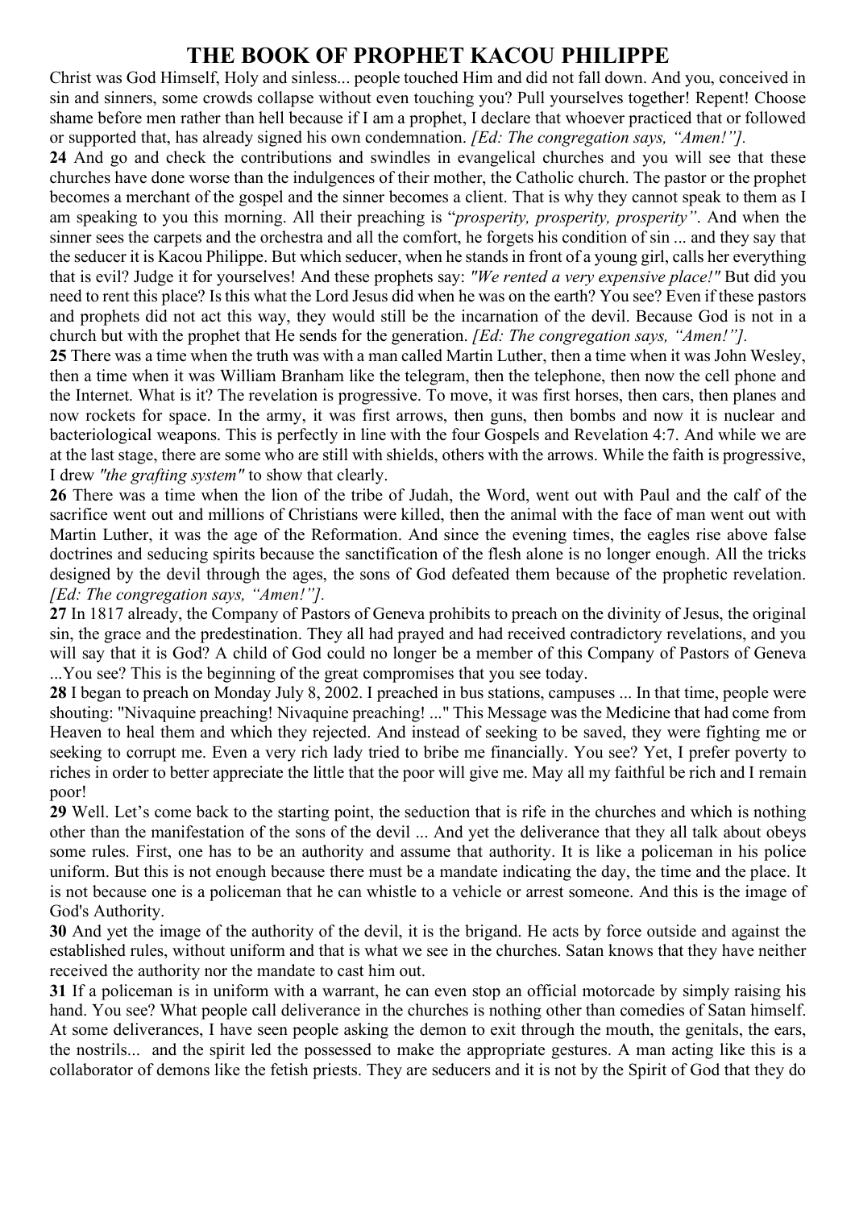# THE BOOK OF PROPHET KACOU PHILIPPE

Christ was God Himself, Holy and sinless... people touched Him and did not fall down. And you, conceived in sin and sinners, some crowds collapse without even touching you? Pull yourselves together! Repent! Choose shame before men rather than hell because if I am a prophet, I declare that whoever practiced that or followed or supported that, has already signed his own condemnation. *[Ed: The congregation says, "Amen!"].*

**24** And go and check the contributions and swindles in evangelical churches and you will see that these churches have done worse than the indulgences of their mother, the Catholic church. The pastor or the prophet becomes a merchant of the gospel and the sinner becomes a client. That is why they cannot speak to them as I am speaking to you this morning. All their preaching is "*prosperity, prosperity, prosperity"*. And when the sinner sees the carpets and the orchestra and all the comfort, he forgets his condition of sin ... and they say that the seducer it is Kacou Philippe. But which seducer, when he stands in front of a young girl, calls her everything that is evil? Judge it for yourselves! And these prophets say: *"We rented a very expensive place!"* But did you need to rent this place? Is this what the Lord Jesus did when he was on the earth? You see? Even if these pastors and prophets did not act this way, they would still be the incarnation of the devil. Because God is not in a church but with the prophet that He sends for the generation. *[Ed: The congregation says, "Amen!"].*

**25** There was a time when the truth was with a man called Martin Luther, then a time when it was John Wesley, then a time when it was William Branham like the telegram, then the telephone, then now the cell phone and the Internet. What is it? The revelation is progressive. To move, it was first horses, then cars, then planes and now rockets for space. In the army, it was first arrows, then guns, then bombs and now it is nuclear and bacteriological weapons. This is perfectly in line with the four Gospels and Revelation 4:7. And while we are at the last stage, there are some who are still with shields, others with the arrows. While the faith is progressive, I drew *"the grafting system"* to show that clearly.

**26** There was a time when the lion of the tribe of Judah, the Word, went out with Paul and the calf of the sacrifice went out and millions of Christians were killed, then the animal with the face of man went out with Martin Luther, it was the age of the Reformation. And since the evening times, the eagles rise above false doctrines and seducing spirits because the sanctification of the flesh alone is no longer enough. All the tricks designed by the devil through the ages, the sons of God defeated them because of the prophetic revelation. *[Ed: The congregation says, "Amen!"].*

**27** In 1817 already, the Company of Pastors of Geneva prohibits to preach on the divinity of Jesus, the original sin, the grace and the predestination. They all had prayed and had received contradictory revelations, and you will say that it is God? A child of God could no longer be a member of this Company of Pastors of Geneva ...You see? This is the beginning of the great compromises that you see today.

**28** I began to preach on Monday July 8, 2002. I preached in bus stations, campuses ... In that time, people were shouting: "Nivaquine preaching! Nivaquine preaching! ..." This Message was the Medicine that had come from Heaven to heal them and which they rejected. And instead of seeking to be saved, they were fighting me or seeking to corrupt me. Even a very rich lady tried to bribe me financially. You see? Yet, I prefer poverty to riches in order to better appreciate the little that the poor will give me. May all my faithful be rich and I remain poor!

**29** Well. Let's come back to the starting point, the seduction that is rife in the churches and which is nothing other than the manifestation of the sons of the devil ... And yet the deliverance that they all talk about obeys some rules. First, one has to be an authority and assume that authority. It is like a policeman in his police uniform. But this is not enough because there must be a mandate indicating the day, the time and the place. It is not because one is a policeman that he can whistle to a vehicle or arrest someone. And this is the image of God's Authority.

**30** And yet the image of the authority of the devil, it is the brigand. He acts by force outside and against the established rules, without uniform and that is what we see in the churches. Satan knows that they have neither received the authority nor the mandate to cast him out.

**31** If a policeman is in uniform with a warrant, he can even stop an official motorcade by simply raising his hand. You see? What people call deliverance in the churches is nothing other than comedies of Satan himself. At some deliverances, I have seen people asking the demon to exit through the mouth, the genitals, the ears, the nostrils... and the spirit led the possessed to make the appropriate gestures. A man acting like this is a collaborator of demons like the fetish priests. They are seducers and it is not by the Spirit of God that they do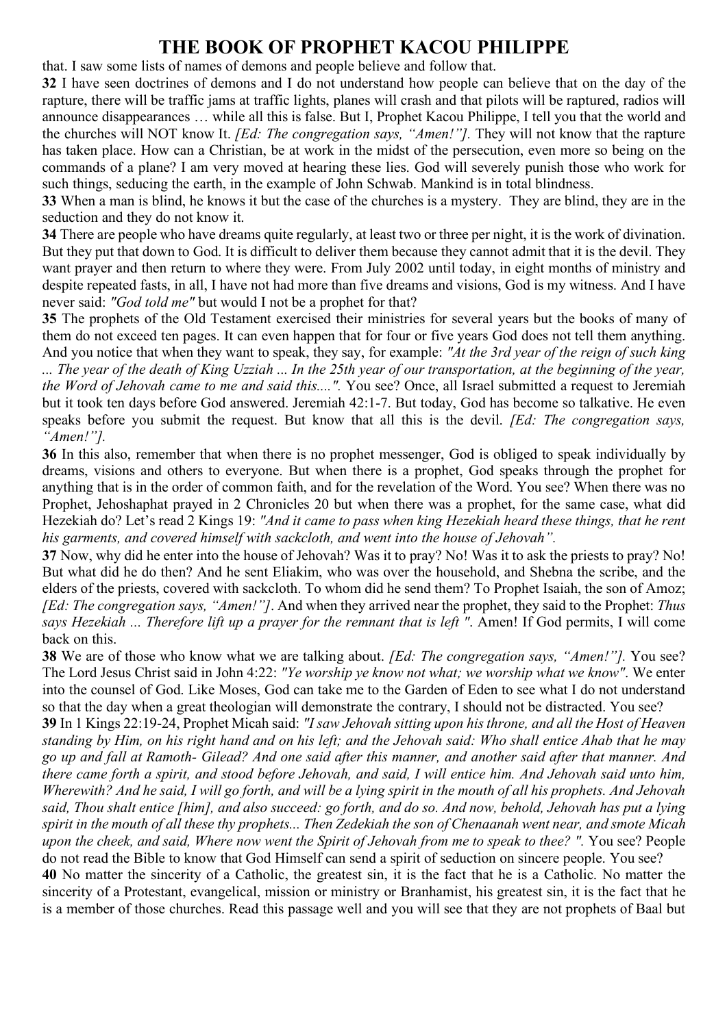that. I saw some lists of names of demons and people believe and follow that.

**32** I have seen doctrines of demons and I do not understand how people can believe that on the day of the rapture, there will be traffic jams at traffic lights, planes will crash and that pilots will be raptured, radios will announce disappearances … while all this is false. But I, Prophet Kacou Philippe, I tell you that the world and the churches will NOT know It. *[Ed: The congregation says, "Amen!"].* They will not know that the rapture has taken place. How can a Christian, be at work in the midst of the persecution, even more so being on the commands of a plane? I am very moved at hearing these lies. God will severely punish those who work for such things, seducing the earth, in the example of John Schwab. Mankind is in total blindness.

**33** When a man is blind, he knows it but the case of the churches is a mystery. They are blind, they are in the seduction and they do not know it.

**34** There are people who have dreams quite regularly, at least two or three per night, it is the work of divination. But they put that down to God. It is difficult to deliver them because they cannot admit that it is the devil. They want prayer and then return to where they were. From July 2002 until today, in eight months of ministry and despite repeated fasts, in all, I have not had more than five dreams and visions, God is my witness. And I have never said: *"God told me"* but would I not be a prophet for that?

**35** The prophets of the Old Testament exercised their ministries for several years but the books of many of them do not exceed ten pages. It can even happen that for four or five years God does not tell them anything. And you notice that when they want to speak, they say, for example: *"At the 3rd year of the reign of such king ... The year of the death of King Uzziah ... In the 25th year of our transportation, at the beginning of the year, the Word of Jehovah came to me and said this....".* You see? Once, all Israel submitted a request to Jeremiah but it took ten days before God answered. Jeremiah 42:1-7. But today, God has become so talkative. He even speaks before you submit the request. But know that all this is the devil. *[Ed: The congregation says, "Amen!"].*

**36** In this also, remember that when there is no prophet messenger, God is obliged to speak individually by dreams, visions and others to everyone. But when there is a prophet, God speaks through the prophet for anything that is in the order of common faith, and for the revelation of the Word. You see? When there was no Prophet, Jehoshaphat prayed in 2 Chronicles 20 but when there were a prophet, for the same case, what did Hezekiah do? Let's read 2 Kings 19: *"And it came to pass when king Hezekiah heard these things, that he rent his garments, and covered himself with sackcloth, and went into the house of Jehovah".*

**37** Now, why did he enter into the house of Jehovah? Was it to pray? No! Was it to ask the priests to pray? No! But what did he do then? And he sent Eliakim, who was over the household, and Shebna the scribe, and the elders of the priests, covered with sackcloth. To whom did he send them? To Prophet Isaiah, the son of Amoz; *[Ed: The congregation says, "Amen!"]*. And when they arrived near the prophet, they said to the Prophet: *Thus says Hezekiah ... Therefore lift up a prayer for the remnant that is left ".* Amen! If God permits, I will come back on this.

**38** We are of those who know what we are talking about. *[Ed: The congregation says, "Amen!"].* You see? The Lord Jesus Christ said in John 4:22: *"Ye worship ye know not what; we worship what we know".* We enter into the counsel of God. Like Moses, God can take me to the Garden of Eden to see what I do not understand so that the day when a great theologian will demonstrate the contrary, I should not be distracted. You see?

**39** In 1 Kings 22:19-24, Prophet Micah said: *"I saw Jehovah sitting upon his throne, and all the Host of Heaven standing by Him, on his right hand and on his left; and the Jehovah said: Who shall entice Ahab that he may go up and fall at Ramoth- Gilead? And one said after this manner, and another said after that manner. And there came forth a spirit, and stood before Jehovah, and said, I will entice him. And Jehovah said unto him, Wherewith? And he said, I will go forth, and will be a lying spirit in the mouth of all his prophets. And Jehovah said, Thou shalt entice [him], and also succeed: go forth, and do so. And now, behold, Jehovah has put a lying spirit in the mouth of all these thy prophets... Then Zedekiah the son of Chenaanah went near, and smote Micah upon the cheek, and said, Where now went the Spirit of Jehovah from me to speak to thee? ".* You see? People do not read the Bible to know that God Himself can send a spirit of seduction on sincere people. You see?

**40** No matter the sincerity of a Catholic, the greatest sin, it is the fact that he is a Catholic. No matter the sincerity of a Protestant, evangelical, mission or ministry or Branhamist, his greatest sin, it is the fact that he is a member of those churches. Read this passage well and you will see that they are not prophets of Baal but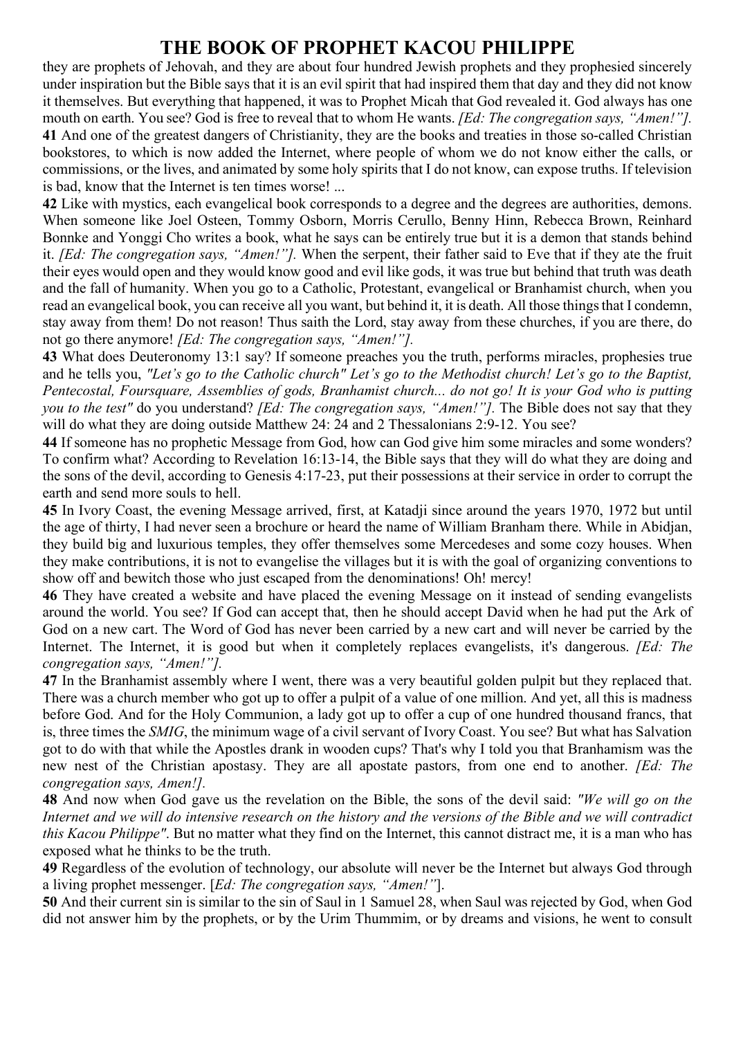they are prophets of Jehovah, and they are about four hundred Jewish prophets and they prophesied sincerely under inspiration but the Bible says that it is an evil spirit that had inspired them that day and they did not know it themselves. But everything that happened, it was to Prophet Micah that God revealed it. God always has one mouth on earth. You see? God is free to reveal that to whom He wants. *[Ed: The congregation says, "Amen!"].*

**41** And one of the greatest dangers of Christianity, they are the books and treaties in those so-called Christian bookstores, to which is now added the Internet, where people of whom we do not know either the calls, or commissions, or the lives, and animated by some holy spirits that I do not know, can expose truths. If television is bad, know that the Internet is ten times worse! ...

**42** Like with mystics, each evangelical book corresponds to a degree and the degrees are authorities, demons. When someone like Joel Osteen, Tommy Osborn, Morris Cerullo, Benny Hinn, Rebecca Brown, Reinhard Bonnke and Yonggi Cho writes a book, what he says can be entirely true but it is a demon that stands behind it. *[Ed: The congregation says, "Amen!"].* When the serpent, their father said to Eve that if they ate the fruit their eyes would open and they would know good and evil like gods, it was true but behind that truth was death and the fall of humanity. When you go to a Catholic, Protestant, evangelical or Branhamist church, when you read an evangelical book, you can receive all you want, but behind it, it is death. All those things that I condemn, stay away from them! Do not reason! Thus saith the Lord, stay away from these churches, if you are there, do not go there anymore! *[Ed: The congregation says, "Amen!"].*

**43** What does Deuteronomy 13:1 say? If someone preaches you the truth, performs miracles, prophesies true and he tells you, *"Let's go to the Catholic church" Let's go to the Methodist church! Let's go to the Baptist, Pentecostal, Foursquare, Assemblies of gods, Branhamist church... do not go! It is your God who is putting you to the test"* do you understand? *[Ed: The congregation says, "Amen!"].* The Bible does not say that they will do what they are doing outside Matthew 24: 24 and 2 Thessalonians 2:9-12. You see?

**44** If someone has no prophetic Message from God, how can God give him some miracles and some wonders? To confirm what? According to Revelation 16:13-14, the Bible says that they will do what they are doing and the sons of the devil, according to Genesis 4:17-23, put their possessions at their service in order to corrupt the earth and send more souls to hell.

**45** In Ivory Coast, the evening Message arrived, first, at Katadji since around the years 1970, 1972 but until the age of thirty, I had never seen a brochure or heard the name of William Branham there. While in Abidjan, they build big and luxurious temples, they offer themselves some Mercedeses and some cozy houses. When they make contributions, it is not to evangelise the villages but it is with the goal of organizing conventions to show off and bewitch those who just escaped from the denominations! Oh! mercy!

**46** They have created a website and have placed the evening Message on it instead of sending evangelists around the world. You see? If God can accept that, then he should accept David when he had put the Ark of God on a new cart. The Word of God has never been carried by a new cart and will never be carried by the Internet. The Internet, it is good but when it completely replaces evangelists, it's dangerous. *[Ed: The congregation says, "Amen!"].*

**47** In the Branhamist assembly where I went, there was a very beautiful golden pulpit but they replaced that. There was a church member who got up to offer a pulpit of a value of one million. And yet, all this is madness before God. And for the Holy Communion, a lady got up to offer a cup of one hundred thousand francs, that is, three times the *SMIG*, the minimum wage of a civil servant of Ivory Coast. You see? But what has Salvation got to do with that while the Apostles drank in wooden cups? That's why I told you that Branhamism was the new nest of the Christian apostasy. They are all apostate pastors, from one end to another. *[Ed: The congregation says, Amen!].*

**48** And now when God gave us the revelation on the Bible, the sons of the devil said: *"We will go on the Internet and we will do intensive research on the history and the versions of the Bible and we will contradict this Kacou Philippe".* But no matter what they find on the Internet, this cannot distract me, it is a man who has exposed what he thinks to be the truth.

**49** Regardless of the evolution of technology, our absolute will never be the Internet but always God through a living prophet messenger. [*Ed: The congregation says, "Amen!"*].

**50** And their current sin is similar to the sin of Saul in 1 Samuel 28, when Saul was rejected by God, when God did not answer him by the prophets, or by the Urim Thummim, or by dreams and visions, he went to consult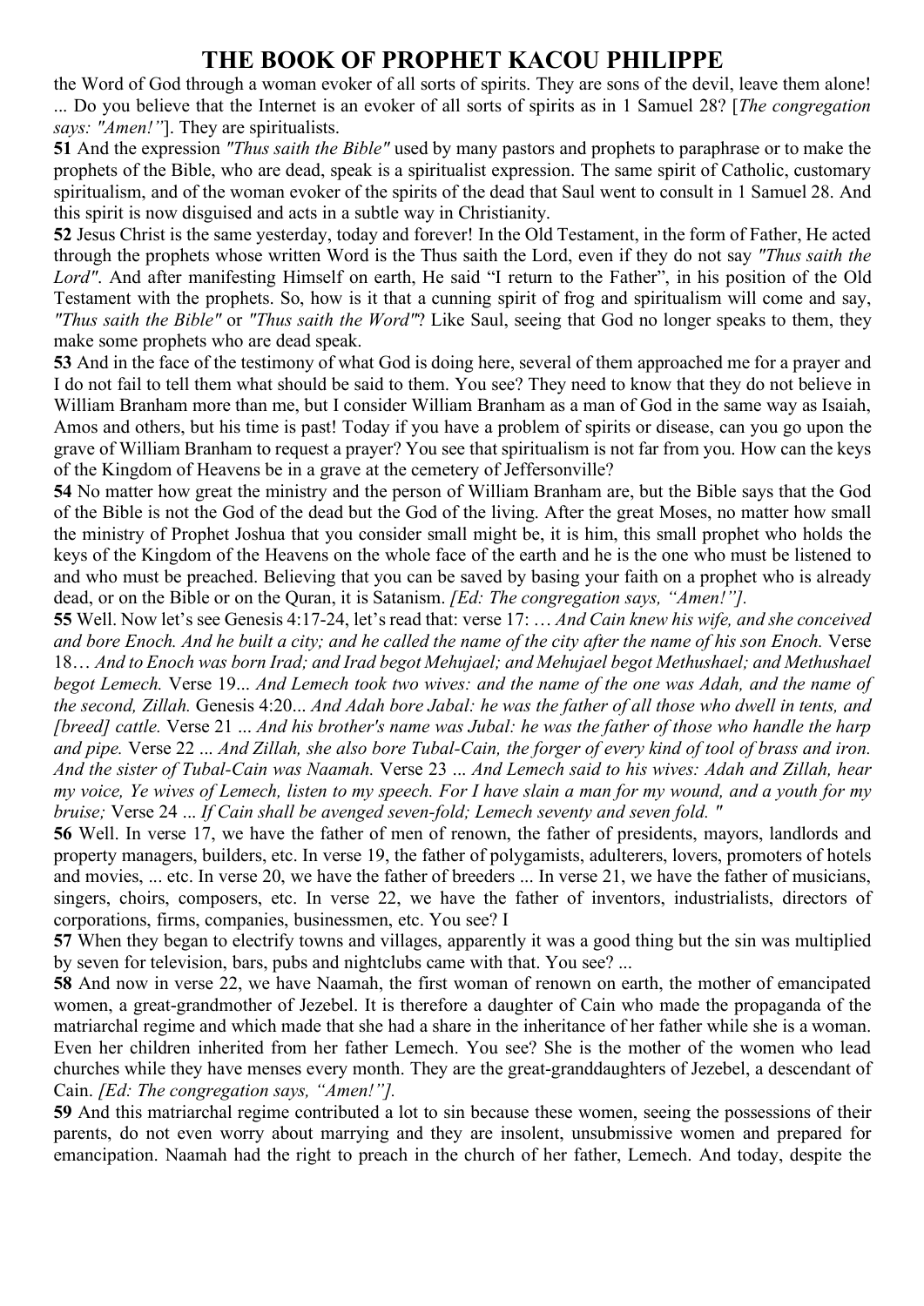the Word of God through a woman evoker of all sorts of spirits. They are sons of the devil, leave them alone! ... Do you believe that the Internet is an evoker of all sorts of spirits as in 1 Samuel 28? [*The congregation says: "Amen!"*]. They are spiritualists.

**51** And the expression *"Thus saith the Bible"* used by many pastors and prophets to paraphrase or to make the prophets of the Bible, who are dead, speak is a spiritualist expression. The same spirit of Catholic, customary spiritualism, and of the woman evoker of the spirits of the dead that Saul went to consult in 1 Samuel 28. And this spirit is now disguised and acts in a subtle way in Christianity.

**52** Jesus Christ is the same yesterday, today and forever! In the Old Testament, in the form of Father, He acted through the prophets whose written Word is the Thus saith the Lord, even if they do not say *"Thus saith the Lord"*. And after manifesting Himself on earth, He said "I return to the Father", in his position of the Old Testament with the prophets. So, how is it that a cunning spirit of frog and spiritualism will come and say, *"Thus saith the Bible"* or *"Thus saith the Word"*? Like Saul, seeing that God no longer speaks to them, they make some prophets who are dead speak.

**53** And in the face of the testimony of what God is doing here, several of them approached me for a prayer and I do not fail to tell them what should be said to them. You see? They need to know that they do not believe in William Branham more than me, but I consider William Branham as a man of God in the same way as Isaiah, Amos and others, but his time is past! Today if you have a problem of spirits or disease, can you go upon the grave of William Branham to request a prayer? You see that spiritualism is not far from you. How can the keys of the Kingdom of Heavens be in a grave at the cemetery of Jeffersonville?

**54** No matter how great the ministry and the person of William Branham are, but the Bible says that the God of the Bible is not the God of the dead but the God of the living. After the great Moses, no matter how small the ministry of Prophet Joshua that you consider small might be, it is him, this small prophet who holds the keys of the Kingdom of the Heavens on the whole face of the earth and he is the one who must be listened to and who must be preached. Believing that you can be saved by basing your faith on a prophet who is already dead, or on the Bible or on the Quran, it is Satanism. *[Ed: The congregation says, "Amen!"].*

**55** Well. Now let's see Genesis 4:17-24, let's read that: verse 17: … *And Cain knew his wife, and she conceived and bore Enoch. And he built a city; and he called the name of the city after the name of his son Enoch.* Verse 18… *And to Enoch was born Irad; and Irad begot Mehujael; and Mehujael begot Methushael; and Methushael begot Lemech.* Verse 19... *And Lemech took two wives: and the name of the one was Adah, and the name of the second, Zillah.* Genesis 4:20... *And Adah bore Jabal: he was the father of all those who dwell in tents, and [breed] cattle.* Verse 21 ... *And his brother's name was Jubal: he was the father of those who handle the harp and pipe.* Verse 22 ... *And Zillah, she also bore Tubal-Cain, the forger of every kind of tool of brass and iron. And the sister of Tubal-Cain was Naamah.* Verse 23 ... *And Lemech said to his wives: Adah and Zillah, hear my voice, Ye wives of Lemech, listen to my speech. For I have slain a man for my wound, and a youth for my bruise;* Verse 24 ... *If Cain shall be avenged seven-fold; Lemech seventy and seven fold. "*

**56** Well. In verse 17, we have the father of men of renown, the father of presidents, mayors, landlords and property managers, builders, etc. In verse 19, the father of polygamists, adulterers, lovers, promoters of hotels and movies, ... etc. In verse 20, we have the father of breeders ... In verse 21, we have the father of musicians, singers, choirs, composers, etc. In verse 22, we have the father of inventors, industrialists, directors of corporations, firms, companies, businessmen, etc. You see? I

**57** When they began to electrify towns and villages, apparently it was a good thing but the sin was multiplied by seven for television, bars, pubs and nightclubs came with that. You see? ...

**58** And now in verse 22, we have Naamah, the first woman of renown on earth, the mother of emancipated women, a great-grandmother of Jezebel. It is therefore a daughter of Cain who made the propaganda of the matriarchal regime and which made that she had a share in the inheritance of her father while she is a woman. Even her children inherited from her father Lemech. You see? She is the mother of the women who lead churches while they have menses every month. They are the great-granddaughters of Jezebel, a descendant of Cain. *[Ed: The congregation says, "Amen!"].*

**59** And this matriarchal regime contributed a lot to sin because these women, seeing the possessions of their parents, do not even worry about marrying and they are insolent, unsubmissive women and prepared for emancipation. Naamah had the right to preach in the church of her father, Lemech. And today, despite the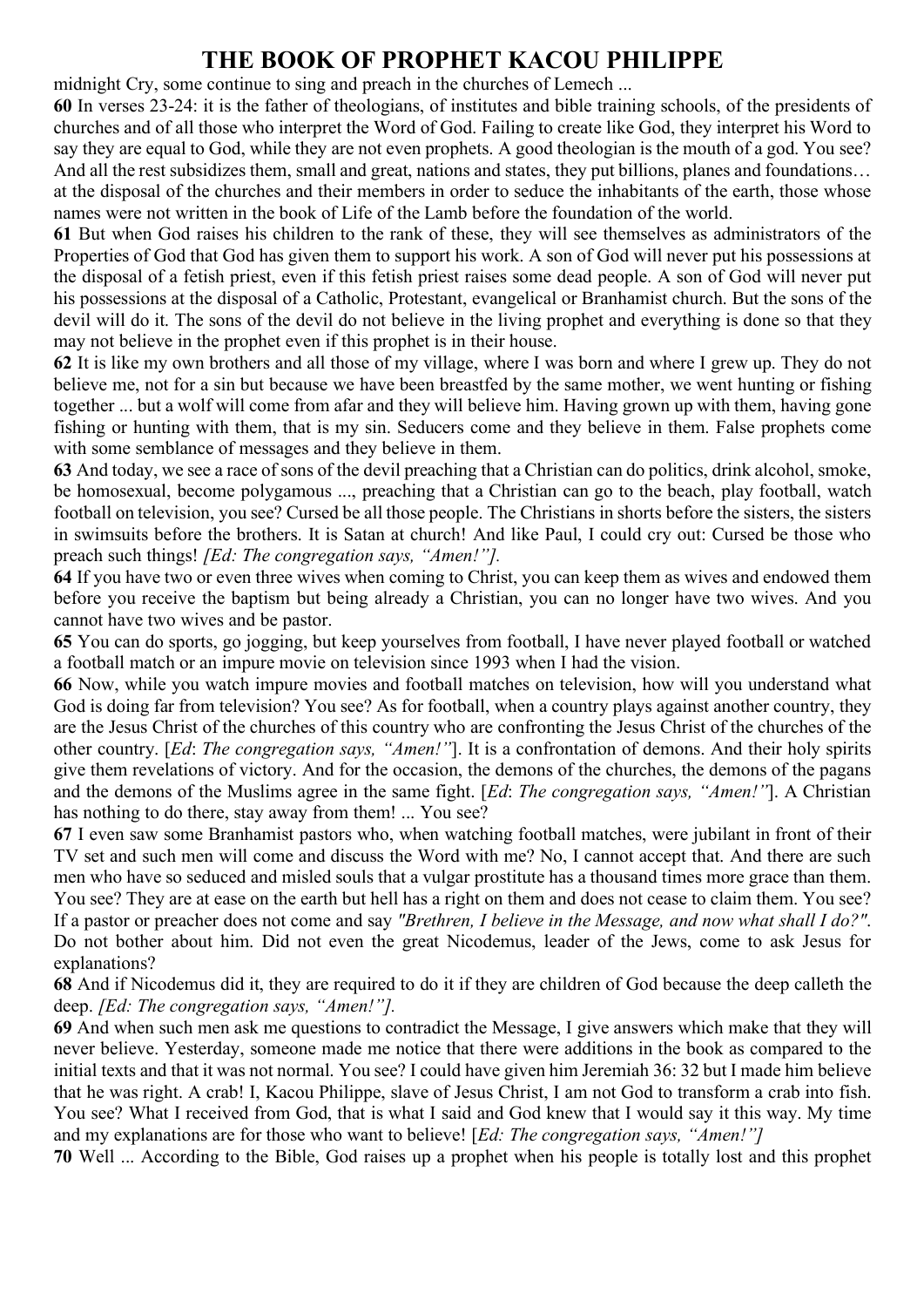midnight Cry, some continue to sing and preach in the churches of Lemech ...

**60** In verses 23-24: it is the father of theologians, of institutes and bible training schools, of the presidents of churches and of all those who interpret the Word of God. Failing to create like God, they interpret his Word to say they are equal to God, while they are not even prophets. A good theologian is the mouth of a god. You see? And all the rest subsidizes them, small and great, nations and states, they put billions, planes and foundations… at the disposal of the churches and their members in order to seduce the inhabitants of the earth, those whose names were not written in the book of Life of the Lamb before the foundation of the world.

**61** But when God raises his children to the rank of these, they will see themselves as administrators of the Properties of God that God has given them to support his work. A son of God will never put his possessions at the disposal of a fetish priest, even if this fetish priest raises some dead people. A son of God will never put his possessions at the disposal of a Catholic, Protestant, evangelical or Branhamist church. But the sons of the devil will do it. The sons of the devil do not believe in the living prophet and everything is done so that they may not believe in the prophet even if this prophet is in their house.

**62** It is like my own brothers and all those of my village, where I was born and where I grew up. They do not believe me, not for a sin but because we have been breastfed by the same mother, we went hunting or fishing together ... but a wolf will come from afar and they will believe him. Having grown up with them, having gone fishing or hunting with them, that is my sin. Seducers come and they believe in them. False prophets come with some semblance of messages and they believe in them.

**63** And today, we see a race of sons of the devil preaching that a Christian can do politics, drink alcohol, smoke, be homosexual, become polygamous ..., preaching that a Christian can go to the beach, play football, watch football on television, you see? Cursed be all those people. The Christians in shorts before the sisters, the sisters in swimsuits before the brothers. It is Satan at church! And like Paul, I could cry out: Cursed be those who preach such things! *[Ed: The congregation says, "Amen!"].*

**64** If you have two or even three wives when coming to Christ, you can keep them as wives and endowed them before you receive the baptism but being already a Christian, you can no longer have two wives. And you cannot have two wives and be pastor.

**65** You can do sports, go jogging, but keep yourselves from football, I have never played football or watched a football match or an impure movie on television since 1993 when I had the vision.

**66** Now, while you watch impure movies and football matches on television, how will you understand what God is doing far from television? You see? As for football, when a country plays against another country, they are the Jesus Christ of the churches of this country who are confronting the Jesus Christ of the churches of the other country. [*Ed*: *The congregation says, "Amen!"*]. It is a confrontation of demons. And their holy spirits give them revelations of victory. And for the occasion, the demons of the churches, the demons of the pagans and the demons of the Muslims agree in the same fight. [*Ed*: *The congregation says, "Amen!"*]. A Christian has nothing to do there, stay away from them! ... You see?

**67** I even saw some Branhamist pastors who, when watching football matches, were jubilant in front of their TV set and such men will come and discuss the Word with me? No, I cannot accept that. And there are such men who have so seduced and misled souls that a vulgar prostitute has a thousand times more grace than them. You see? They are at ease on the earth but hell has a right on them and does not cease to claim them. You see? If a pastor or preacher does not come and say *"Brethren, I believe in the Message, and now what shall I do?"*. Do not bother about him. Did not even the great Nicodemus, leader of the Jews, come to ask Jesus for explanations?

**68** And if Nicodemus did it, they are required to do it if they are children of God because the deep calleth the deep. *[Ed: The congregation says, "Amen!"].*

**69** And when such men ask me questions to contradict the Message, I give answers which make that they will never believe. Yesterday, someone made me notice that there were additions in the book as compared to the initial texts and that it was not normal. You see? I could have given him Jeremiah 36: 32 but I made him believe that he was right. A crab! I, Kacou Philippe, slave of Jesus Christ, I am not God to transform a crab into fish. You see? What I received from God, that is what I said and God knew that I would say it this way. My time and my explanations are for those who want to believe! [*Ed: The congregation says, "Amen!"]*

**70** Well ... According to the Bible, God raises up a prophet when his people is totally lost and this prophet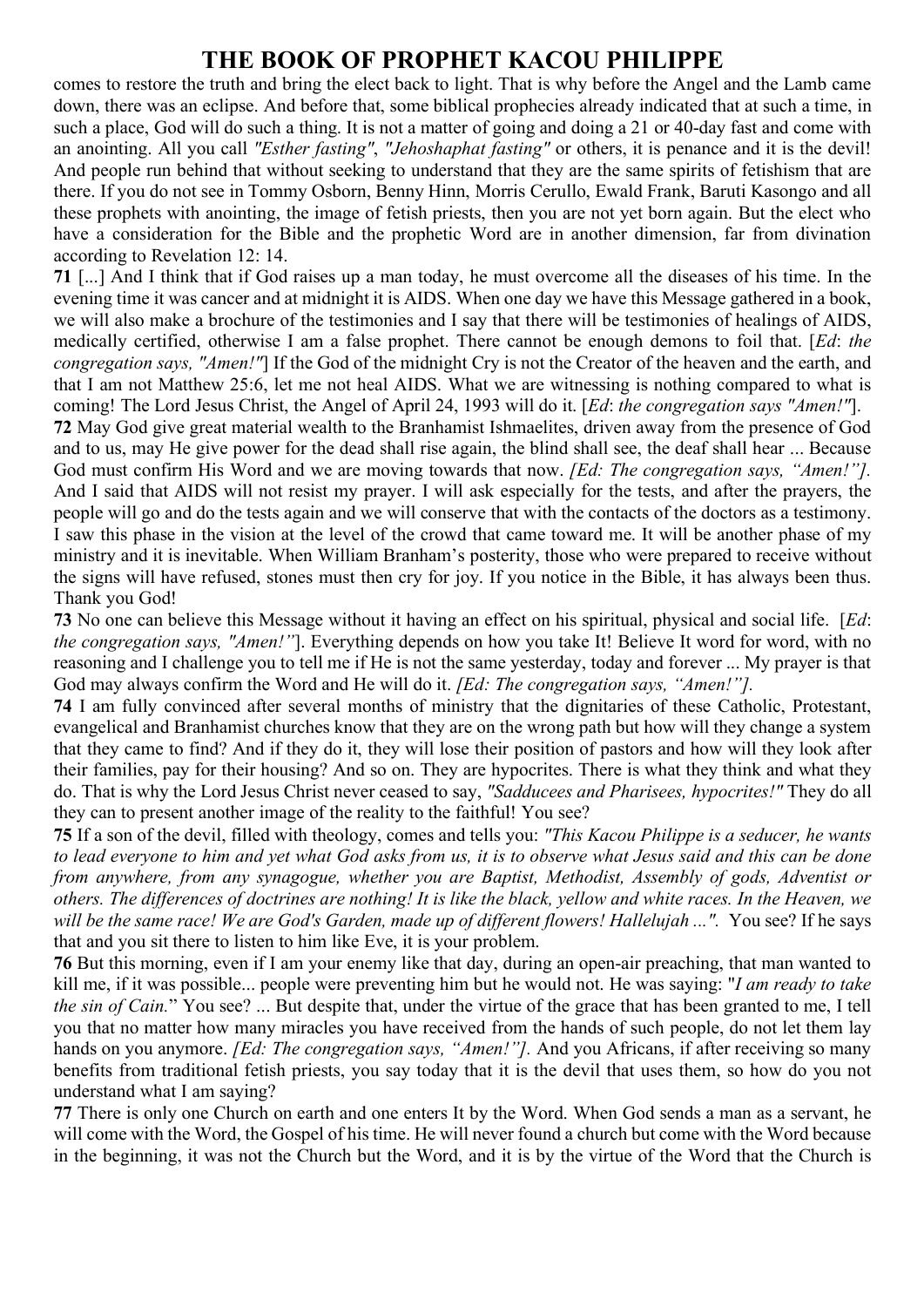comes to restore the truth and bring the elect back to light. That is why before the Angel and the Lamb came down, there was an eclipse. And before that, some biblical prophecies already indicated that at such a time, in such a place, God will do such a thing. It is not a matter of going and doing a 21 or 40-day fast and come with an anointing. All you call *"Esther fasting"*, *"Jehoshaphat fasting"* or others, it is penance and it is the devil! And people run behind that without seeking to understand that they are the same spirits of fetishism that are there. If you do not see in Tommy Osborn, Benny Hinn, Morris Cerullo, Ewald Frank, Baruti Kasongo and all these prophets with anointing, the image of fetish priests, then you are not yet born again. But the elect who have a consideration for the Bible and the prophetic Word are in another dimension, far from divination according to Revelation 12: 14.

**71** [...] And I think that if God raises up a man today, he must overcome all the diseases of his time. In the evening time it was cancer and at midnight it is AIDS. When one day we have this Message gathered in a book, we will also make a brochure of the testimonies and I say that there will be testimonies of healings of AIDS, medically certified, otherwise I am a false prophet. There cannot be enough demons to foil that. [*Ed*: *the congregation says, "Amen!"*] If the God of the midnight Cry is not the Creator of the heaven and the earth, and that I am not Matthew 25:6, let me not heal AIDS. What we are witnessing is nothing compared to what is coming! The Lord Jesus Christ, the Angel of April 24, 1993 will do it. [*Ed*: *the congregation says "Amen!"*].

**72** May God give great material wealth to the Branhamist Ishmaelites, driven away from the presence of God and to us, may He give power for the dead shall rise again, the blind shall see, the deaf shall hear ... Because God must confirm His Word and we are moving towards that now. *[Ed: The congregation says, "Amen!"].* And I said that AIDS will not resist my prayer. I will ask especially for the tests, and after the prayers, the people will go and do the tests again and we will conserve that with the contacts of the doctors as a testimony. I saw this phase in the vision at the level of the crowd that came toward me. It will be another phase of my ministry and it is inevitable. When William Branham's posterity, those who were prepared to receive without the signs will have refused, stones must then cry for joy. If you notice in the Bible, it has always been thus. Thank you God!

**73** No one can believe this Message without it having an effect on his spiritual, physical and social life. [*Ed*: *the congregation says, "Amen!"*]. Everything depends on how you take It! Believe It word for word, with no reasoning and I challenge you to tell me if He is not the same yesterday, today and forever ... My prayer is that God may always confirm the Word and He will do it. *[Ed: The congregation says, "Amen!"].*

**74** I am fully convinced after several months of ministry that the dignitaries of these Catholic, Protestant, evangelical and Branhamist churches know that they are on the wrong path but how will they change a system that they came to find? And if they do it, they will lose their position of pastors and how will they look after their families, pay for their housing? And so on. They are hypocrites. There is what they think and what they do. That is why the Lord Jesus Christ never ceased to say, *"Sadducees and Pharisees, hypocrites!"* They do all they can to present another image of the reality to the faithful! You see?

**75** If a son of the devil, filled with theology, comes and tells you: *"This Kacou Philippe is a seducer, he wants to lead everyone to him and yet what God asks from us, it is to observe what Jesus said and this can be done from anywhere, from any synagogue, whether you are Baptist, Methodist, Assembly of gods, Adventist or others. The differences of doctrines are nothing! It is like the black, yellow and white races. In the Heaven, we will be the same race! We are God's Garden, made up of different flowers! Hallelujah ...".* You see? If he says that and you sit there to listen to him like Eve, it is your problem.

**76** But this morning, even if I am your enemy like that day, during an open-air preaching, that man wanted to kill me, if it was possible... people were preventing him but he would not. He was saying: "*I am ready to take the sin of Cain.*" You see? ... But despite that, under the virtue of the grace that has been granted to me, I tell you that no matter how many miracles you have received from the hands of such people, do not let them lay hands on you anymore. *[Ed: The congregation says, "Amen!"].* And you Africans, if after receiving so many benefits from traditional fetish priests, you say today that it is the devil that uses them, so how do you not understand what I am saying?

**77** There is only one Church on earth and one enters It by the Word. When God sends a man as a servant, he will come with the Word, the Gospel of his time. He will never found a church but come with the Word because in the beginning, it was not the Church but the Word, and it is by the virtue of the Word that the Church is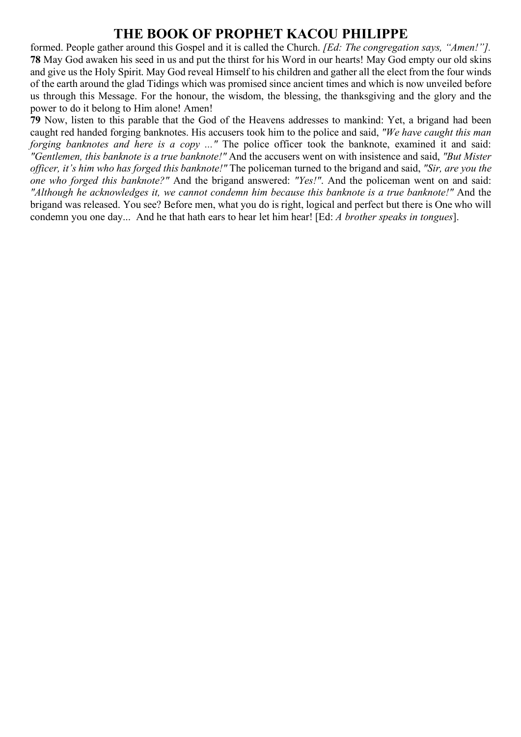formed. People gather around this Gospel and it is called the Church. *[Ed: The congregation says, "Amen!"].*

**78** May God awaken his seed in us and put the thirst for his Word in our hearts! May God empty our old skins and give us the Holy Spirit. May God reveal Himself to his children and gather all the elect from the four winds of the earth around the glad Tidings which was promised since ancient times and which is now unveiled before us through this Message. For the honour, the wisdom, the blessing, the thanksgiving and the glory and the power to do it belong to Him alone! Amen!

**79** Now, listen to this parable that the God of the Heavens addresses to mankind: Yet, a brigand had been caught red handed forging banknotes. His accusers took him to the police and said, *"We have caught this man forging banknotes and here is a copy ..."* The police officer took the banknote, examined it and said: *"Gentlemen, this banknote is a true banknote!"* And the accusers went on with insistence and said, *"But Mister officer, it's him who has forged this banknote!"* The policeman turned to the brigand and said, *"Sir, are you the one who forged this banknote?"* And the brigand answered: *"Yes!"*. And the policeman went on and said: *"Although he acknowledges it, we cannot condemn him because this banknote is a true banknote!"* And the brigand was released. You see? Before men, what you do is right, logical and perfect but there is One who will condemn you one day... And he that hath ears to hear let him hear! [Ed: *A brother speaks in tongues*].